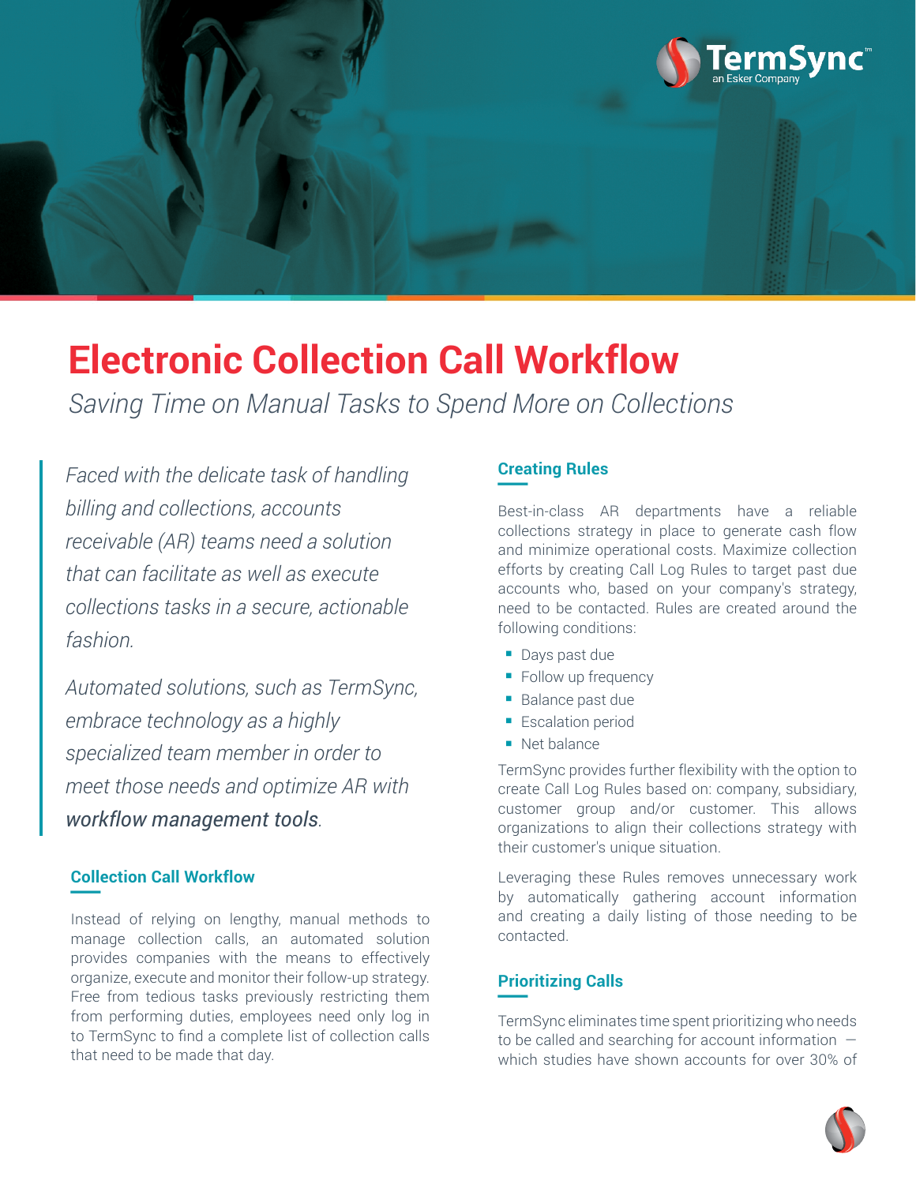# Electronic Collection Call Workflow

*Saving Time on Manual Tasks to Spend More on Collections*

*Faced with the delicate task of handling billing and collections, accounts receivable (AR) teams need a solution that can facilitate as well as execute collections tasks in a secure, actionable fashion.*

*Automated solutions, such as TermSync, embrace technology as a highly specialized team member in order to meet those needs and optimize AR with* ***workflow management tools****.*

## Collection Call Workflow

Instead of relying on lengthy, manual methods to manage collection calls, an automated solution provides companies with the means to effectively organize, execute and monitor their follow-up strategy. Free from tedious tasks previously restricting them from performing duties, employees need only log in to TermSync to find a complete list of collection calls that need to be made that day.

## Creating Rules

Best-in-class AR departments have a reliable collections strategy in place to generate cash flow and minimize operational costs. Maximize collection efforts by creating Call Log Rules to target past due accounts who, based on your company's strategy, need to be contacted. Rules are created around the following conditions:

- Days past due
- Follow up frequency
- Balance past due
- Escalation period
- Net balance

TermSync provides further flexibility with the option to create Call Log Rules based on: company, subsidiary, customer group and/or customer. This allows organizations to align their collections strategy with their customer's unique situation.

Leveraging these Rules removes unnecessary work by automatically gathering account information and creating a daily listing of those needing to be contacted.

## Prioritizing Calls

TermSync eliminates time spent prioritizing who needs to be called and searching for account information — which studies have shown accounts for over 30% of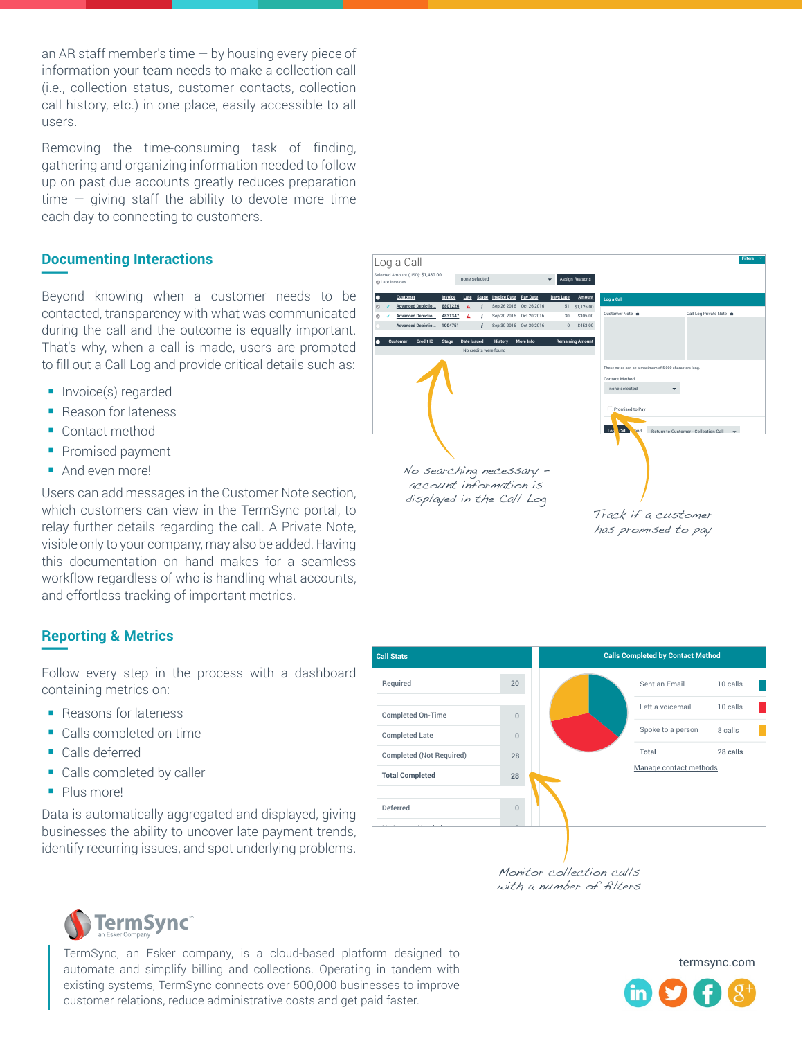an AR staff member's time — by housing every piece of information your team needs to make a collection call (i.e., collection status, customer contacts, collection call history, etc.) in one place, easily accessible to all users.

Removing the time-consuming task of finding, gathering and organizing information needed to follow up on past due accounts greatly reduces preparation time — giving staff the ability to devote more time each day to connecting to customers.

## Documenting Interactions

Beyond knowing when a customer needs to be contacted, transparency with what was communicated during the call and the outcome is equally important. That's why, when a call is made, users are prompted to fill out a Call Log and provide critical details such as:

- Invoice(s) regarded
- Reason for lateness
- Contact method
- Promised payment
- And even more!

Users can add messages in the Customer Note section, which customers can view in the TermSync portal, to relay further details regarding the call. A Private Note, visible only to your company, may also be added. Having this documentation on hand makes for a seamless workflow regardless of who is handling what accounts, and effortless tracking of important metrics.

No searching necessary – account information is displayed in the Call Log

Track if a customer has promised to pay

## Reporting & Metrics

Follow every step in the process with a dashboard containing metrics on:

- Reasons for lateness
- Calls completed on time
- Calls deferred
- Calls completed by caller
- Plus more!

Data is automatically aggregated and displayed, giving businesses the ability to uncover late payment trends, identify recurring issues, and spot underlying problems.

Monitor collection calls with a number of filters

TermSync, an Esker company, is a cloud-based platform designed to automate and simplify billing and collections. Operating in tandem with existing systems, TermSync connects over 500,000 businesses to improve customer relations, reduce administrative costs and get paid faster.

termsync.com